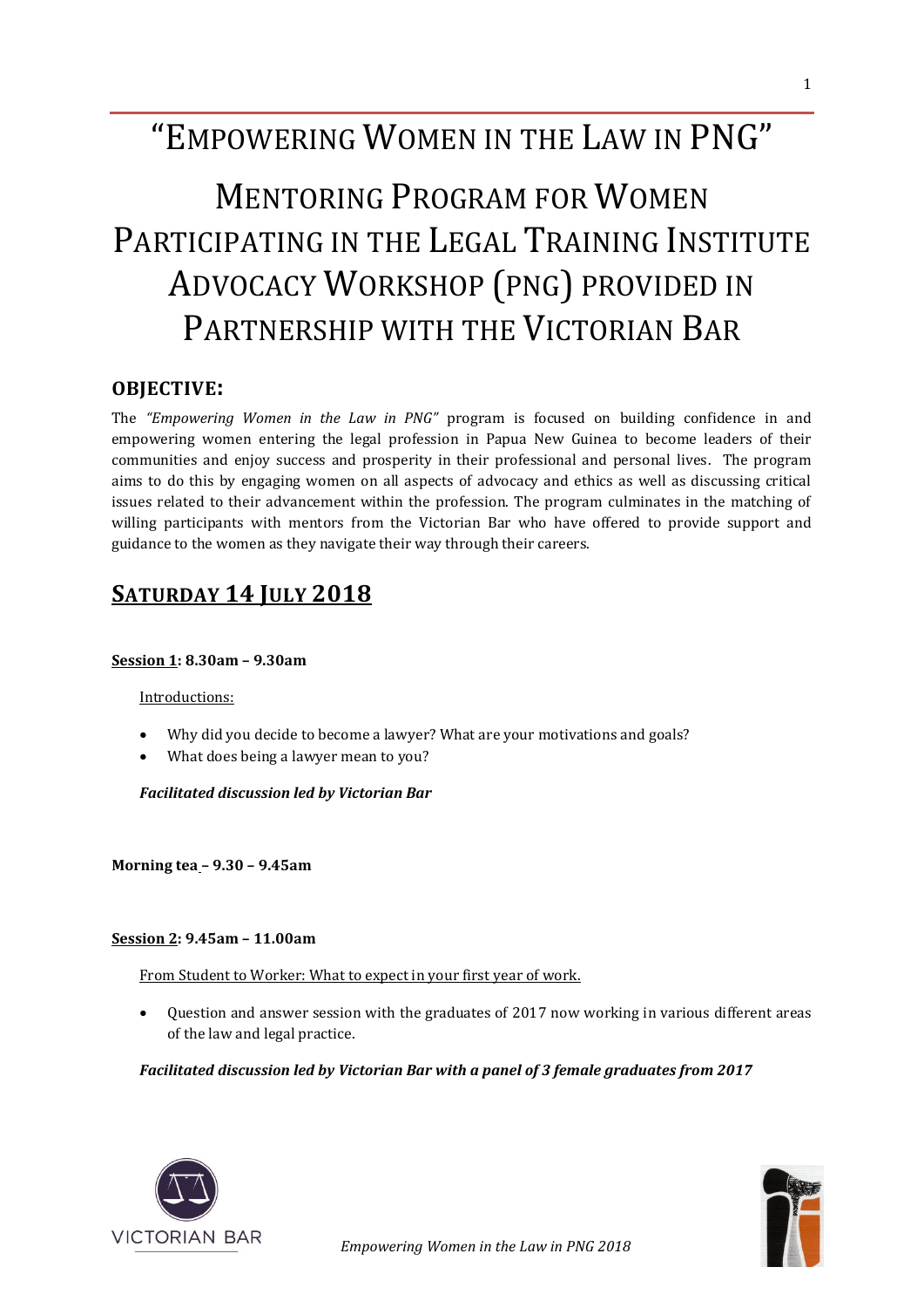#  "EMPOWERING WOMEN IN THE LAW IN PNG"

# MENTORING PROGRAM FOR WOMEN PARTICIPATING IN THE LEGAL TRAINING INSTITUTE ADVOCACY WORKSHOP (PNG) PROVIDED IN PARTNERSHIP WITH THE VICTORIAN BAR

## OBJECTIVE:

The *"Empowering Women in the Law in PNG"* program is focused on building confidence in and empowering women entering the legal profession in Papua New Guinea to become leaders of their communities and enjoy success and prosperity in their professional and personal lives. The program aims to do this by engaging women on all aspects of advocacy and ethics as well as discussing critical issues related to their advancement within the profession. The program culminates in the matching of willing participants with mentors from the Victorian Bar who have offered to provide support and guidance to the women as they navigate their way through their careers.

## SATURDAY 14 JULY 2018

**Session 1: 8.30am – 9.30am**

Introductions:

- Why did you decide to become a lawyer? What are your motivations and goals?
- What does being a lawyer mean to you?

***Facilitated discussion led by Victorian Bar***

**Morning tea – 9.30 – 9.45am**

**Session 2: 9.45am – 11.00am**

From Student to Worker: What to expect in your first year of work.

- Question and answer session with the graduates of 2017 now working in various different areas of the law and legal practice.

***Facilitated discussion led by Victorian Bar with a panel of 3 female graduates from 2017***

VICTORIAN BAR

*Empowering Women in the Law in PNG 2018*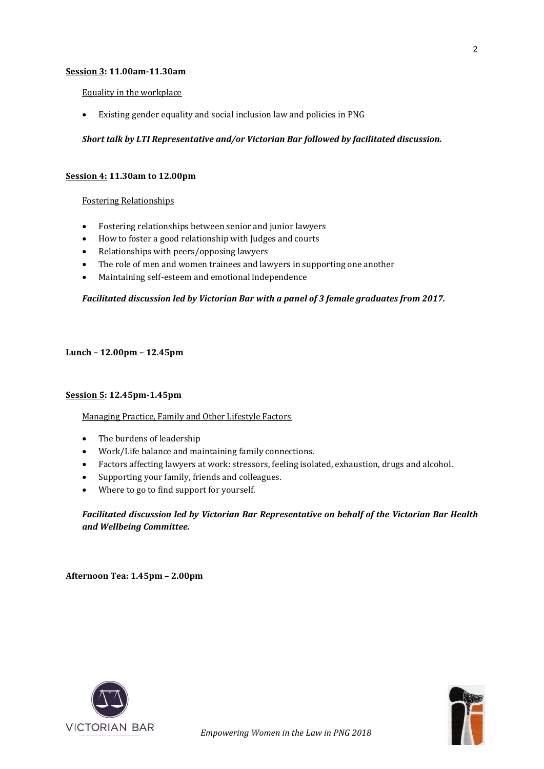**<u>Session 3</u>: 11.00am-11.30am**

<u>Equality in the workplace</u>

- Existing gender equality and social inclusion law and policies in PNG

***Short talk by LTI Representative and/or Victorian Bar followed by facilitated discussion.***

**<u>Session 4:</u> 11.30am to 12.00pm**

<u>Fostering Relationships</u>

- Fostering relationships between senior and junior lawyers
- How to foster a good relationship with Judges and courts
- Relationships with peers/opposing lawyers
- The role of men and women trainees and lawyers in supporting one another
- Maintaining self-esteem and emotional independence

***Facilitated discussion led by Victorian Bar with a panel of 3 female graduates from 2017.***

**Lunch – 12.00pm – 12.45pm**

**<u>Session 5</u>: 12.45pm-1.45pm**

<u>Managing Practice, Family and Other Lifestyle Factors</u>

- The burdens of leadership
- Work/Life balance and maintaining family connections.
- Factors affecting lawyers at work: stressors, feeling isolated, exhaustion, drugs and alcohol.
- Supporting your family, friends and colleagues.
- Where to go to find support for yourself.

***Facilitated discussion led by Victorian Bar Representative on behalf of the Victorian Bar Health and Wellbeing Committee.***

**Afternoon Tea: 1.45pm – 2.00pm**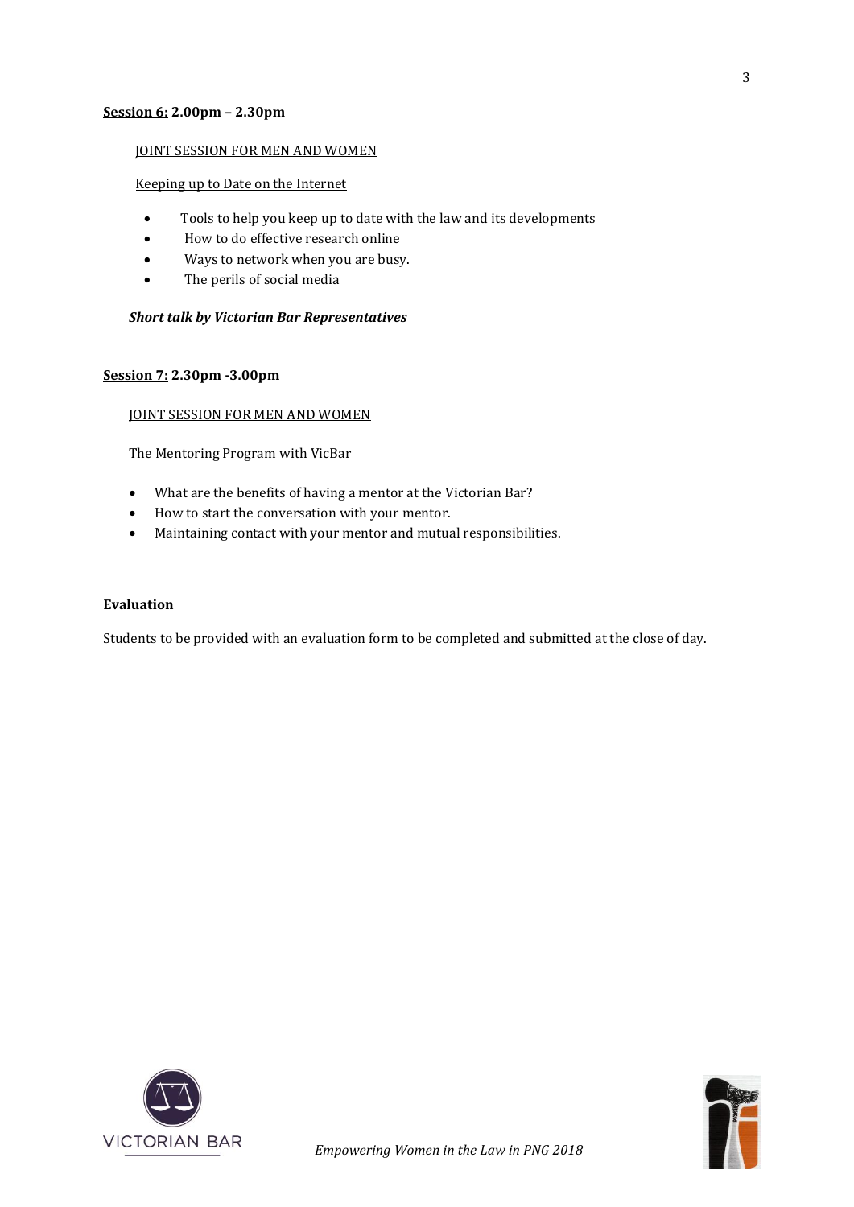**Session 6:** **2.00pm – 2.30pm**

JOINT SESSION FOR MEN AND WOMEN

Keeping up to Date on the Internet

- Tools to help you keep up to date with the law and its developments
- How to do effective research online
- Ways to network when you are busy.
- The perils of social media

***Short talk by Victorian Bar Representatives***

**Session 7:** **2.30pm -3.00pm**

JOINT SESSION FOR MEN AND WOMEN

The Mentoring Program with VicBar

- What are the benefits of having a mentor at the Victorian Bar?
- How to start the conversation with your mentor.
- Maintaining contact with your mentor and mutual responsibilities.

**Evaluation**

Students to be provided with an evaluation form to be completed and submitted at the close of day.